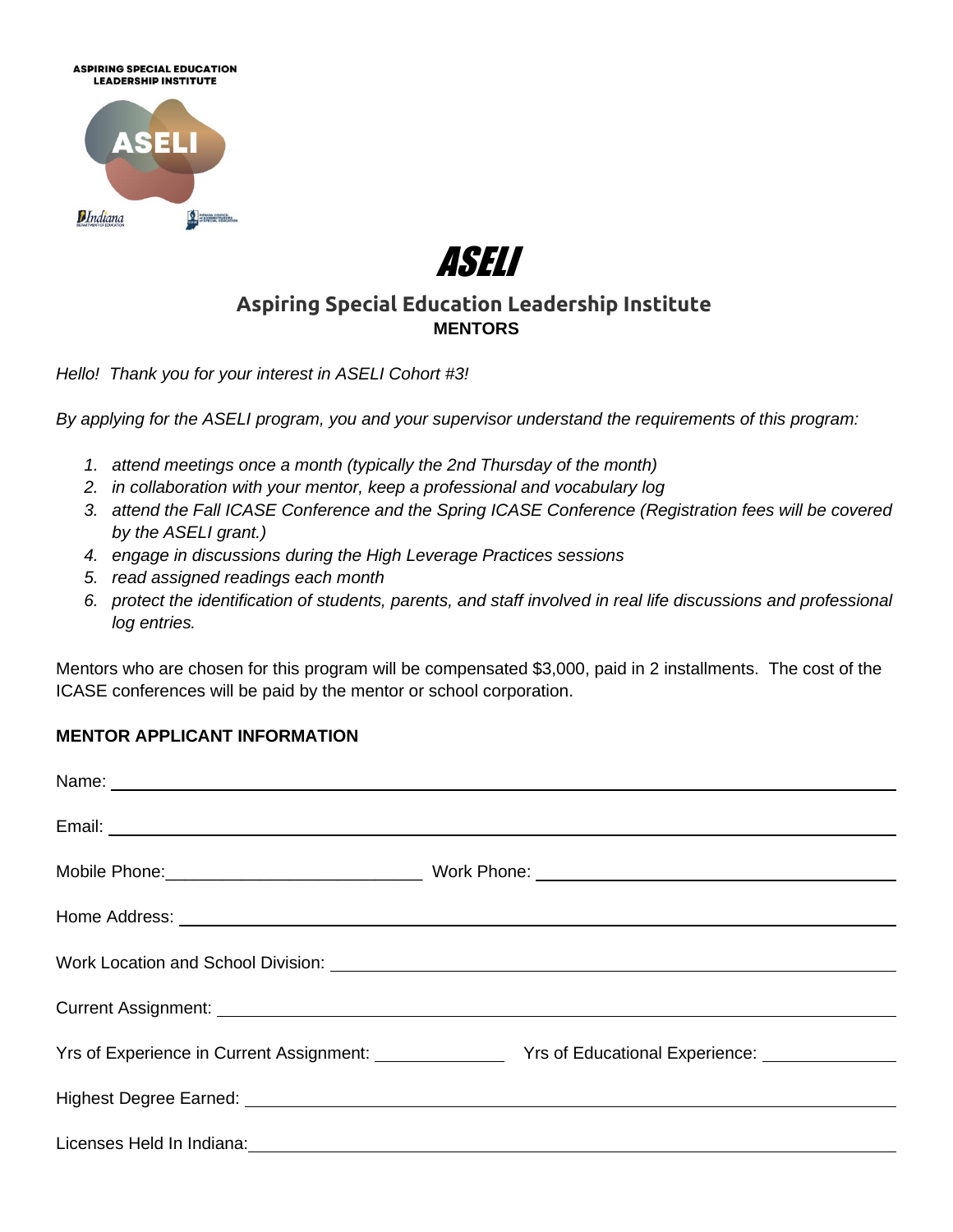ASPIRING SPECIAL EDUCATION LEADERSHIP INSTITUTE

# ASELI

## Aspiring Special Education Leadership Institute

**MENTORS**

*Hello! Thank you for your interest in ASELI Cohort #3!*

*By applying for the ASELI program, you and your supervisor understand the requirements of this program:*

1. *attend meetings once a month (typically the 2nd Thursday of the month)*
2. *in collaboration with your mentor, keep a professional and vocabulary log*
3. *attend the Fall ICASE Conference and the Spring ICASE Conference (Registration fees will be covered by the ASELI grant.)*
4. *engage in discussions during the High Leverage Practices sessions*
5. *read assigned readings each month*
6. *protect the identification of students, parents, and staff involved in real life discussions and professional log entries.*

Mentors who are chosen for this program will be compensated $3,000, paid in 2 installments. The cost of the ICASE conferences will be paid by the mentor or school corporation.

**MENTOR APPLICANT INFORMATION**

Name: ______________________________

Email: ______________________________

Mobile Phone: ______________ Work Phone: ______________

Home Address: ______________________________

Work Location and School Division: ______________________________

Current Assignment: ______________________________

Yrs of Experience in Current Assignment: __________ Yrs of Educational Experience: __________

Highest Degree Earned: ______________________________

Licenses Held In Indiana: ______________________________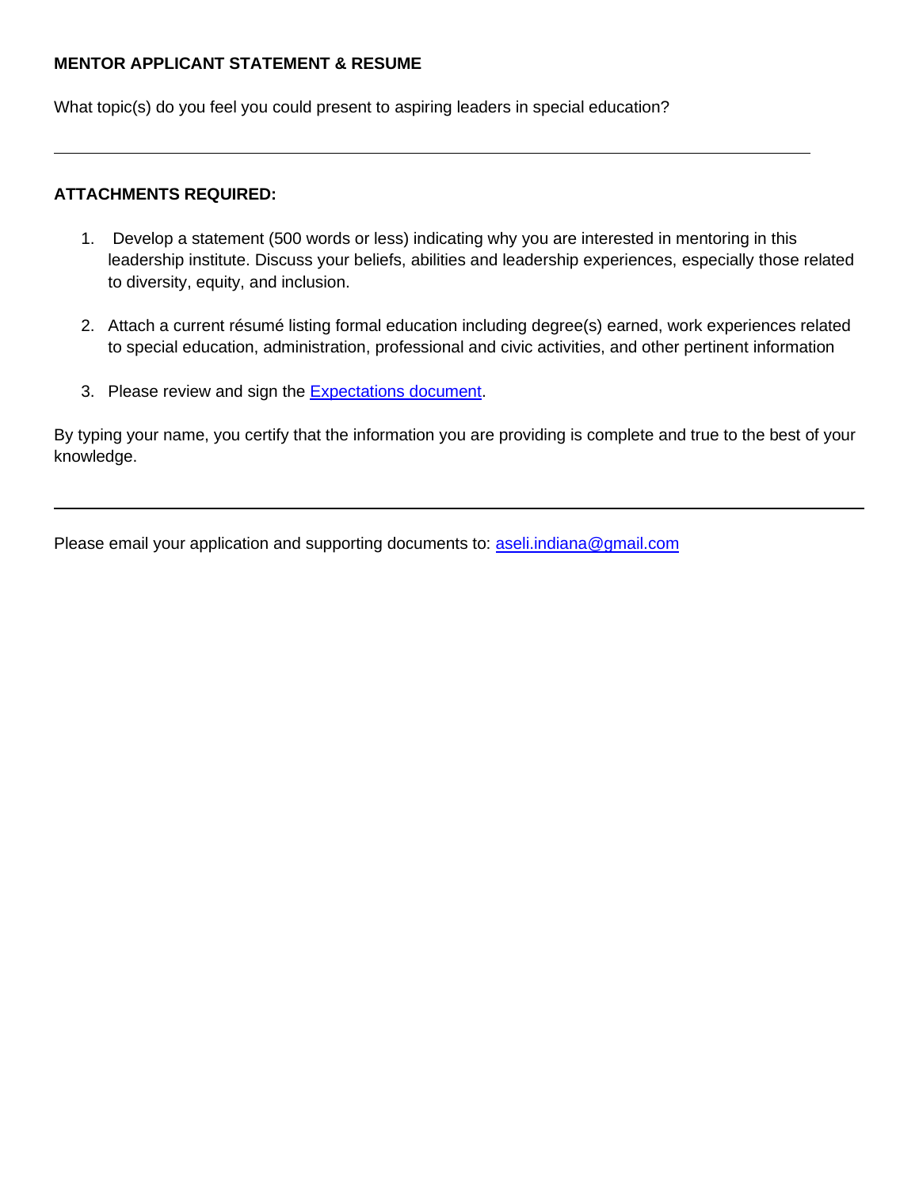**MENTOR APPLICANT STATEMENT & RESUME**

What topic(s) do you feel you could present to aspiring leaders in special education?

---

**ATTACHMENTS REQUIRED:**

1. Develop a statement (500 words or less) indicating why you are interested in mentoring in this leadership institute. Discuss your beliefs, abilities and leadership experiences, especially those related to diversity, equity, and inclusion.

2. Attach a current résumé listing formal education including degree(s) earned, work experiences related to special education, administration, professional and civic activities, and other pertinent information

3. Please review and sign the [Expectations document].

By typing your name, you certify that the information you are providing is complete and true to the best of your knowledge.

---

Please email your application and supporting documents to: aseli.indiana@gmail.com